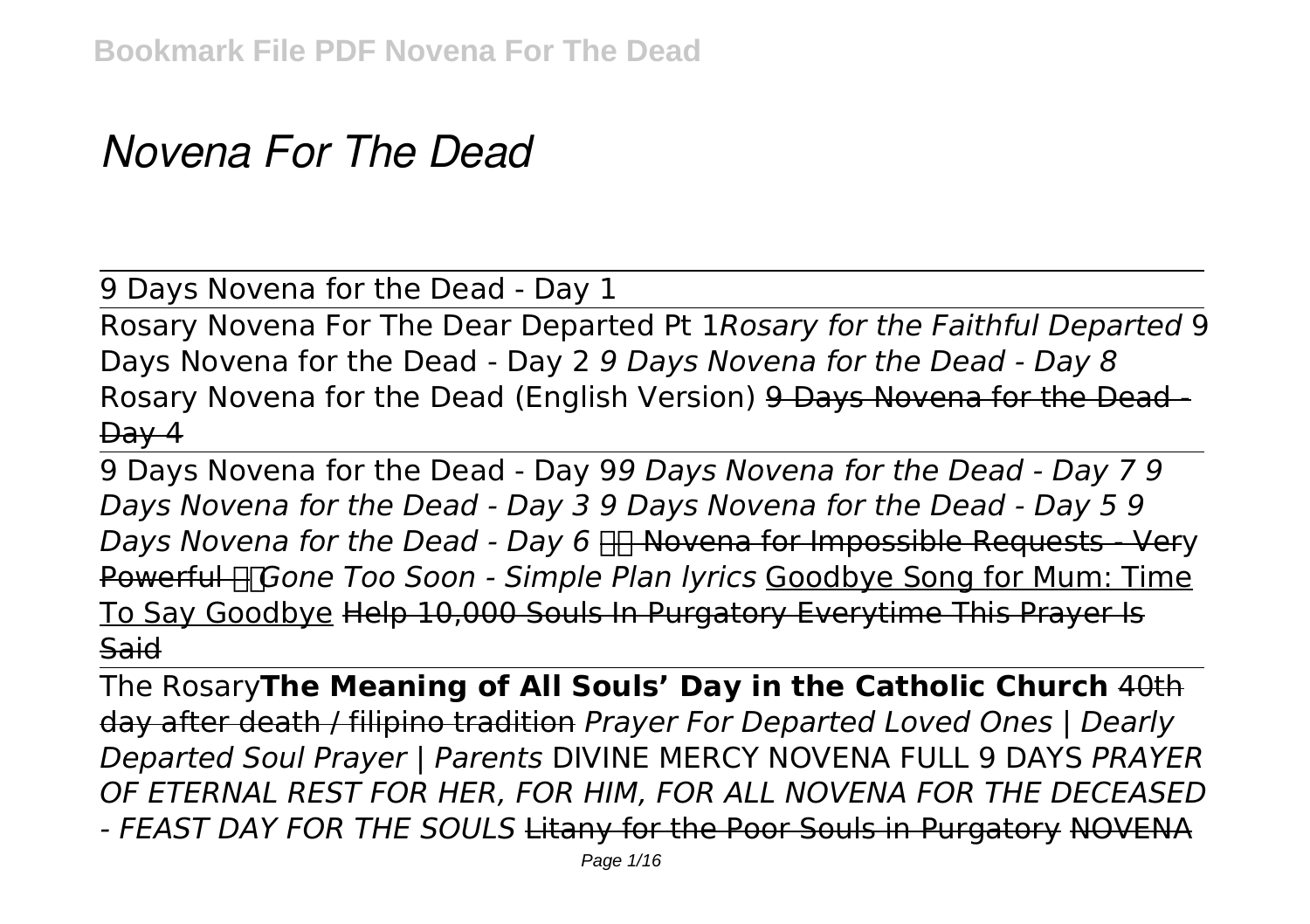# *Novena For The Dead*

9 Days Novena for the Dead - Day 1

Rosary Novena For The Dear Departed Pt 1*Rosary for the Faithful Departed* 9 Days Novena for the Dead - Day 2 *9 Days Novena for the Dead - Day 8* Rosary Novena for the Dead (English Version) ~~9 Days Novena for the Dead - Day 4~~

9 Days Novena for the Dead - Day 9*9 Days Novena for the Dead - Day 7 9 Days Novena for the Dead - Day 3 9 Days Novena for the Dead - Day 5 9 Days Novena for the Dead - Day 6* ~~Novena for Impossible Requests - Very Powerful~~ *Gone Too Soon - Simple Plan lyrics* Goodbye Song for Mum: Time To Say Goodbye ~~Help 10,000 Souls In Purgatory Everytime This Prayer Is Said~~

The Rosary**The Meaning of All Souls' Day in the Catholic Church** ~~40th day after death / filipino tradition~~ *Prayer For Departed Loved Ones | Dearly Departed Soul Prayer | Parents* DIVINE MERCY NOVENA FULL 9 DAYS *PRAYER OF ETERNAL REST FOR HER, FOR HIM, FOR ALL NOVENA FOR THE DECEASED - FEAST DAY FOR THE SOULS* ~~Litany for the Poor Souls in Purgatory~~ ~~NOVENA~~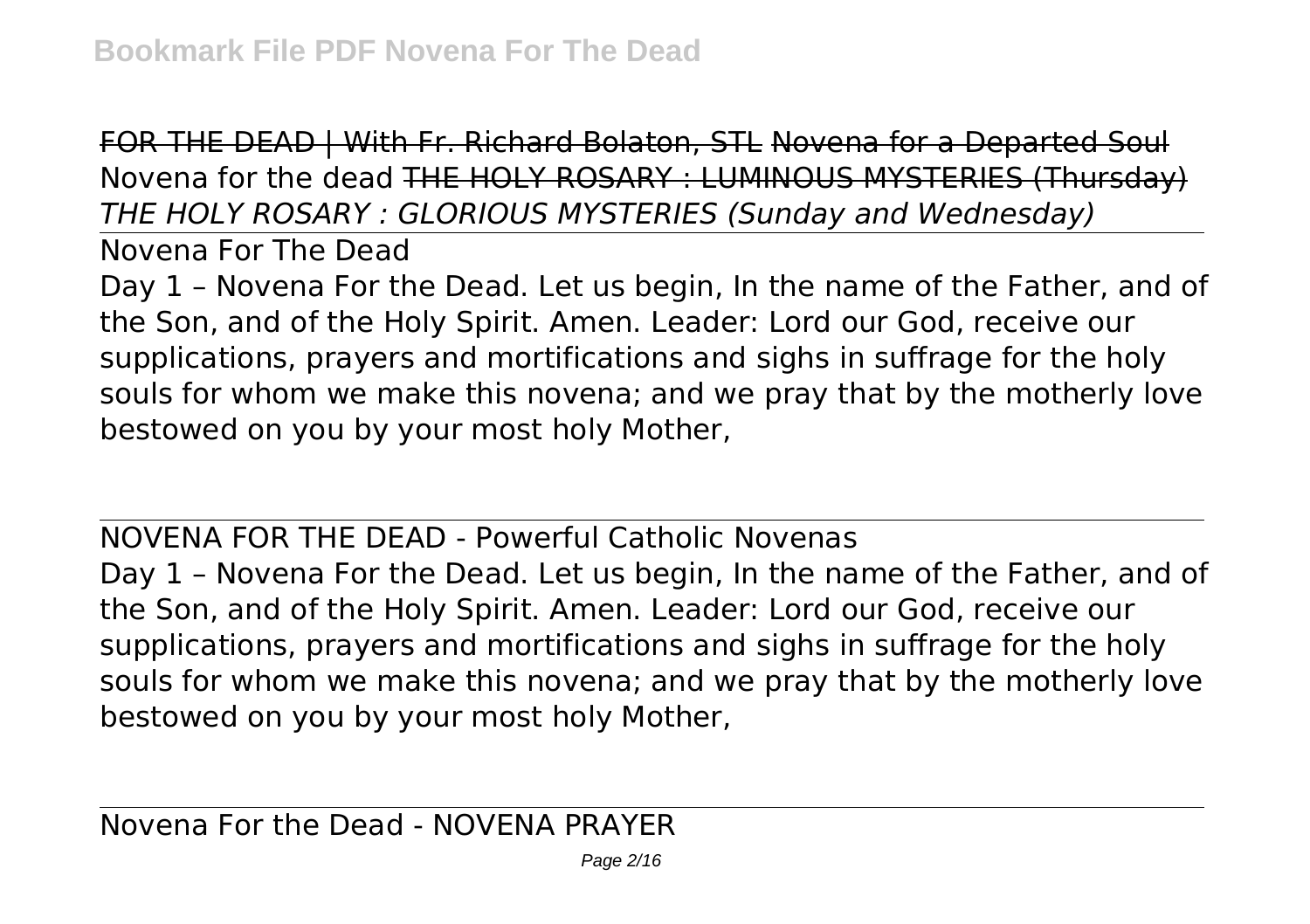~~FOR THE DEAD | With Fr. Richard Bolaton, STL~~ ~~Novena for a Departed Soul~~ Novena for the dead ~~THE HOLY ROSARY : LUMINOUS MYSTERIES (Thursday)~~ *THE HOLY ROSARY : GLORIOUS MYSTERIES (Sunday and Wednesday)*

Novena For The Dead

Day 1 – Novena For the Dead. Let us begin, In the name of the Father, and of the Son, and of the Holy Spirit. Amen. Leader: Lord our God, receive our supplications, prayers and mortifications and sighs in suffrage for the holy souls for whom we make this novena; and we pray that by the motherly love bestowed on you by your most holy Mother,

NOVENA FOR THE DEAD - Powerful Catholic Novenas

Day 1 – Novena For the Dead. Let us begin, In the name of the Father, and of the Son, and of the Holy Spirit. Amen. Leader: Lord our God, receive our supplications, prayers and mortifications and sighs in suffrage for the holy souls for whom we make this novena; and we pray that by the motherly love bestowed on you by your most holy Mother,

Novena For the Dead - NOVENA PRAYER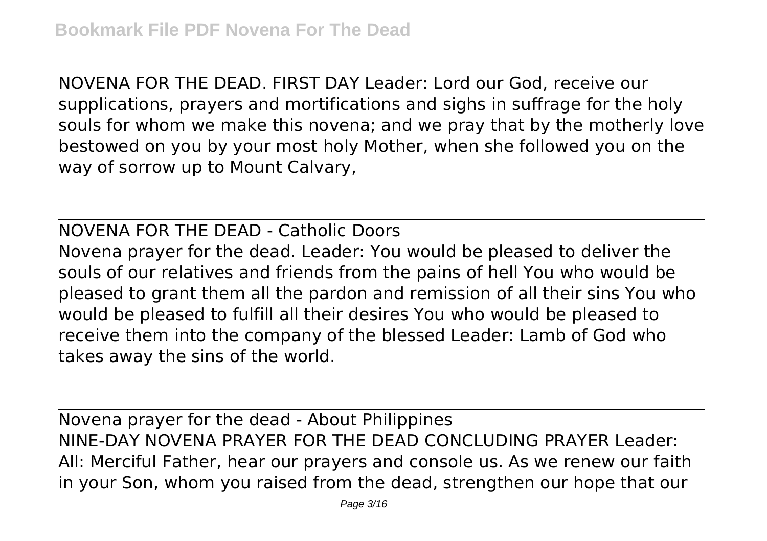NOVENA FOR THE DEAD. FIRST DAY Leader: Lord our God, receive our supplications, prayers and mortifications and sighs in suffrage for the holy souls for whom we make this novena; and we pray that by the motherly love bestowed on you by your most holy Mother, when she followed you on the way of sorrow up to Mount Calvary,

---

NOVENA FOR THE DEAD - Catholic Doors

Novena prayer for the dead. Leader: You would be pleased to deliver the souls of our relatives and friends from the pains of hell You who would be pleased to grant them all the pardon and remission of all their sins You who would be pleased to fulfill all their desires You who would be pleased to receive them into the company of the blessed Leader: Lamb of God who takes away the sins of the world.

---

Novena prayer for the dead - About Philippines

NINE-DAY NOVENA PRAYER FOR THE DEAD CONCLUDING PRAYER Leader: All: Merciful Father, hear our prayers and console us. As we renew our faith in your Son, whom you raised from the dead, strengthen our hope that our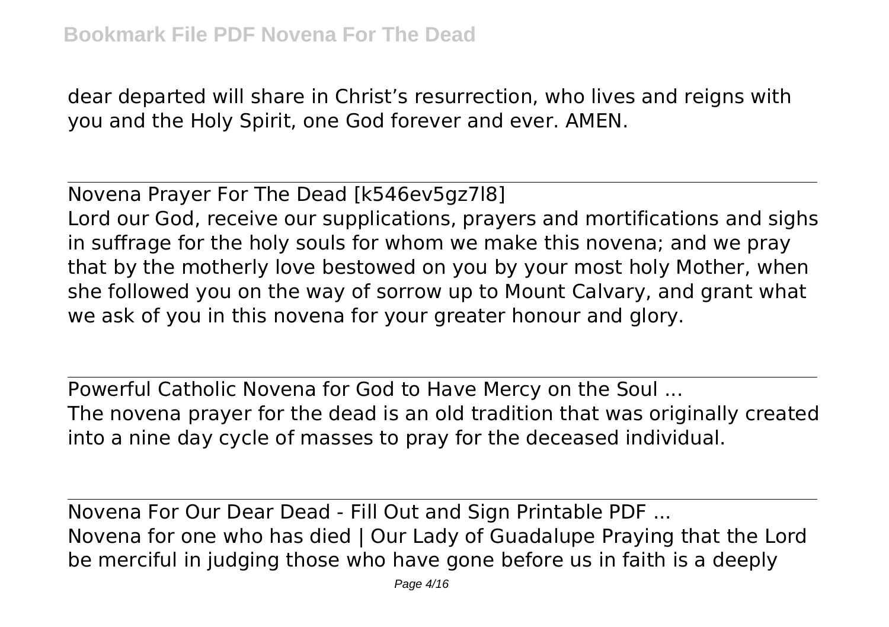dear departed will share in Christ's resurrection, who lives and reigns with you and the Holy Spirit, one God forever and ever. AMEN.

---

Novena Prayer For The Dead [k546ev5gz7l8]
Lord our God, receive our supplications, prayers and mortifications and sighs in suffrage for the holy souls for whom we make this novena; and we pray that by the motherly love bestowed on you by your most holy Mother, when she followed you on the way of sorrow up to Mount Calvary, and grant what we ask of you in this novena for your greater honour and glory.

---

Powerful Catholic Novena for God to Have Mercy on the Soul ...
The novena prayer for the dead is an old tradition that was originally created into a nine day cycle of masses to pray for the deceased individual.

---

Novena For Our Dear Dead - Fill Out and Sign Printable PDF ...
Novena for one who has died | Our Lady of Guadalupe Praying that the Lord be merciful in judging those who have gone before us in faith is a deeply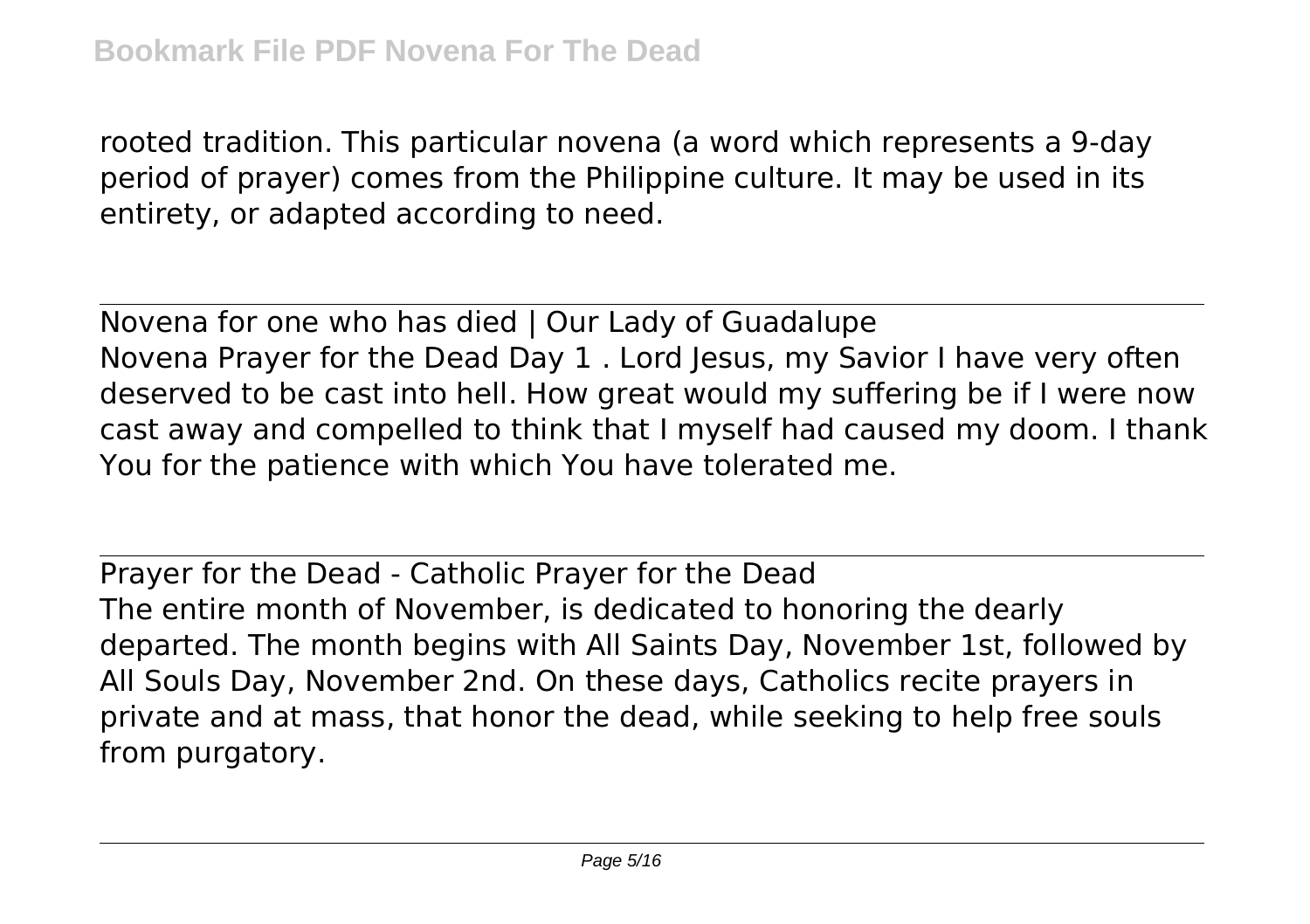rooted tradition. This particular novena (a word which represents a 9-day period of prayer) comes from the Philippine culture. It may be used in its entirety, or adapted according to need.

---

Novena for one who has died | Our Lady of Guadalupe

Novena Prayer for the Dead Day 1 . Lord Jesus, my Savior I have very often deserved to be cast into hell. How great would my suffering be if I were now cast away and compelled to think that I myself had caused my doom. I thank You for the patience with which You have tolerated me.

---

Prayer for the Dead - Catholic Prayer for the Dead

The entire month of November, is dedicated to honoring the dearly departed. The month begins with All Saints Day, November 1st, followed by All Souls Day, November 2nd. On these days, Catholics recite prayers in private and at mass, that honor the dead, while seeking to help free souls from purgatory.

---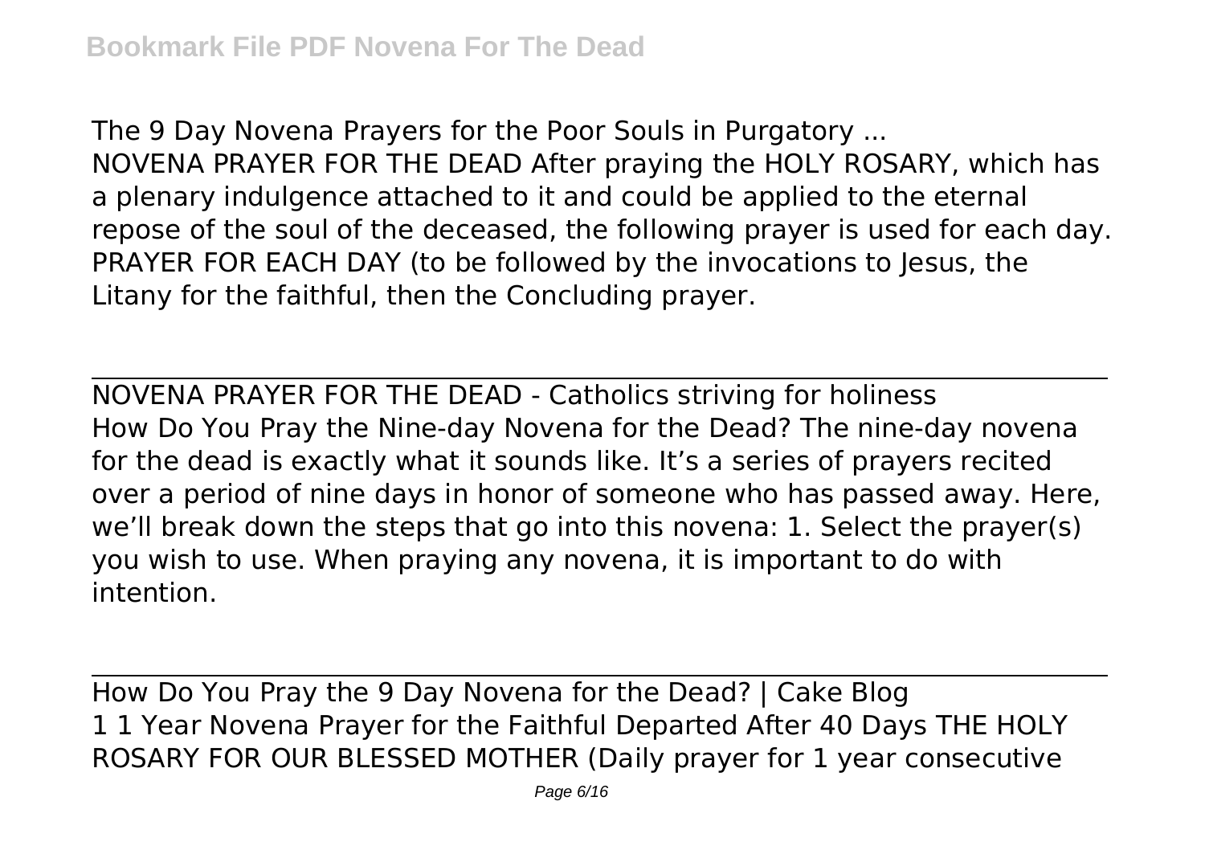The 9 Day Novena Prayers for the Poor Souls in Purgatory ...
NOVENA PRAYER FOR THE DEAD After praying the HOLY ROSARY, which has a plenary indulgence attached to it and could be applied to the eternal repose of the soul of the deceased, the following prayer is used for each day. PRAYER FOR EACH DAY (to be followed by the invocations to Jesus, the Litany for the faithful, then the Concluding prayer.

---

NOVENA PRAYER FOR THE DEAD - Catholics striving for holiness
How Do You Pray the Nine-day Novena for the Dead? The nine-day novena for the dead is exactly what it sounds like. It's a series of prayers recited over a period of nine days in honor of someone who has passed away. Here, we'll break down the steps that go into this novena: 1. Select the prayer(s) you wish to use. When praying any novena, it is important to do with intention.

---

How Do You Pray the 9 Day Novena for the Dead? | Cake Blog
1 1 Year Novena Prayer for the Faithful Departed After 40 Days THE HOLY ROSARY FOR OUR BLESSED MOTHER (Daily prayer for 1 year consecutive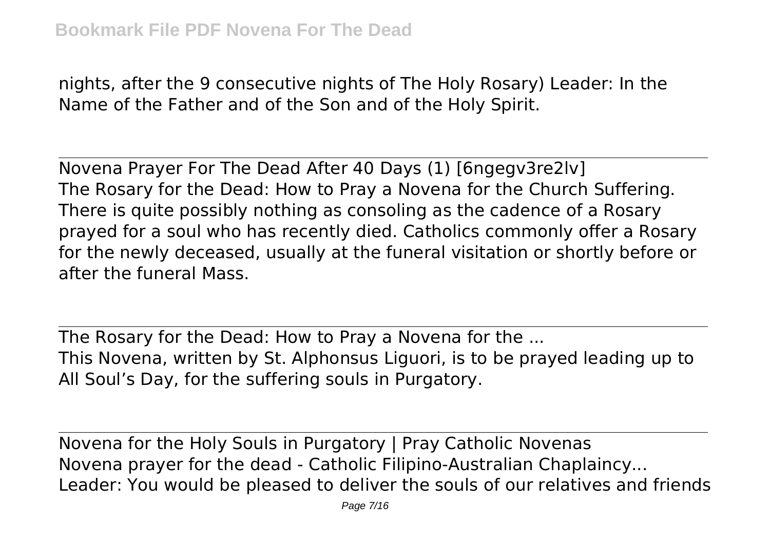nights, after the 9 consecutive nights of The Holy Rosary) Leader: In the Name of the Father and of the Son and of the Holy Spirit.

Novena Prayer For The Dead After 40 Days (1) [6ngegv3re2lv]

The Rosary for the Dead: How to Pray a Novena for the Church Suffering. There is quite possibly nothing as consoling as the cadence of a Rosary prayed for a soul who has recently died. Catholics commonly offer a Rosary for the newly deceased, usually at the funeral visitation or shortly before or after the funeral Mass.

The Rosary for the Dead: How to Pray a Novena for the ...

This Novena, written by St. Alphonsus Liguori, is to be prayed leading up to All Soul's Day, for the suffering souls in Purgatory.

Novena for the Holy Souls in Purgatory | Pray Catholic Novenas

Novena prayer for the dead - Catholic Filipino-Australian Chaplaincy... Leader: You would be pleased to deliver the souls of our relatives and friends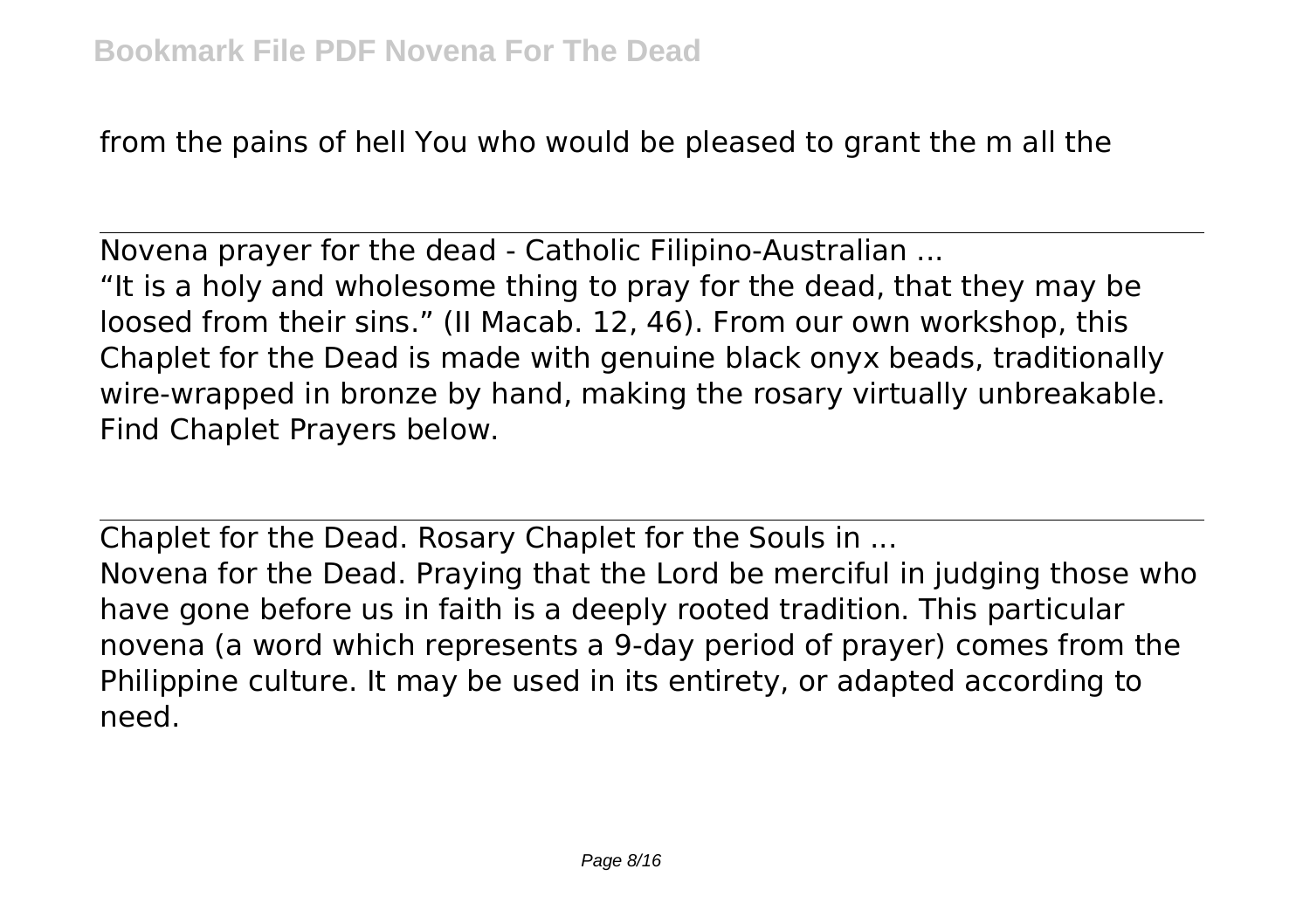from the pains of hell You who would be pleased to grant the m all the

---

## Novena prayer for the dead - Catholic Filipino-Australian ...

“It is a holy and wholesome thing to pray for the dead, that they may be loosed from their sins.” (II Macab. 12, 46). From our own workshop, this Chaplet for the Dead is made with genuine black onyx beads, traditionally wire-wrapped in bronze by hand, making the rosary virtually unbreakable. Find Chaplet Prayers below.

---

## Chaplet for the Dead. Rosary Chaplet for the Souls in ...

Novena for the Dead. Praying that the Lord be merciful in judging those who have gone before us in faith is a deeply rooted tradition. This particular novena (a word which represents a 9-day period of prayer) comes from the Philippine culture. It may be used in its entirety, or adapted according to need.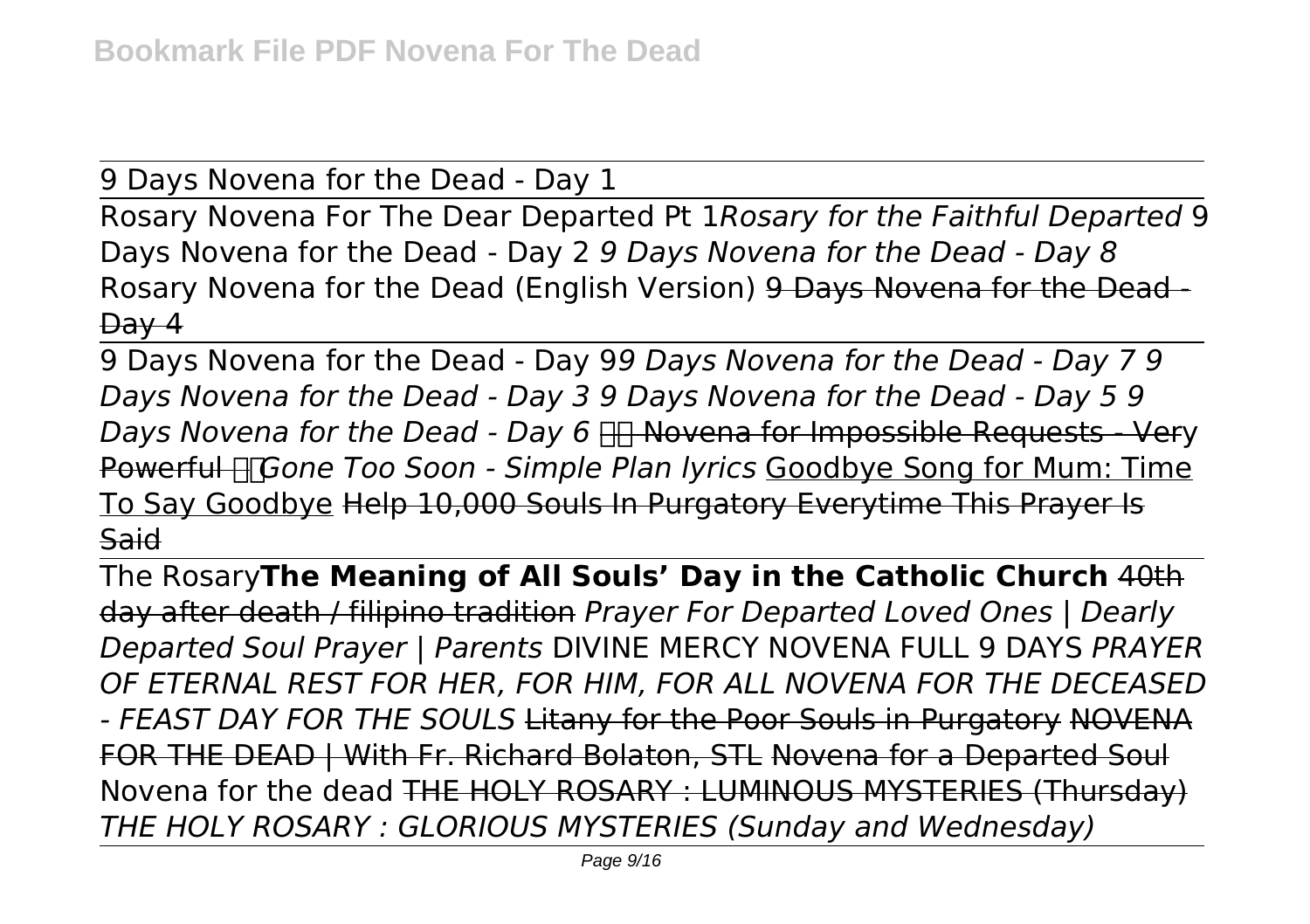9 Days Novena for the Dead - Day 1

Rosary Novena For The Dear Departed Pt 1*Rosary for the Faithful Departed* 9 Days Novena for the Dead - Day 2 *9 Days Novena for the Dead - Day 8* Rosary Novena for the Dead (English Version) 9 Days Novena for the Dead - Day 4

9 Days Novena for the Dead - Day 9*9 Days Novena for the Dead - Day 7 9 Days Novena for the Dead - Day 3 9 Days Novena for the Dead - Day 5 9 Days Novena for the Dead - Day 6* Novena for Impossible Requests - Very Powerful *Gone Too Soon - Simple Plan lyrics* Goodbye Song for Mum: Time To Say Goodbye Help 10,000 Souls In Purgatory Everytime This Prayer Is Said

The Rosary**The Meaning of All Souls' Day in the Catholic Church** 40th day after death / filipino tradition *Prayer For Departed Loved Ones | Dearly Departed Soul Prayer | Parents* DIVINE MERCY NOVENA FULL 9 DAYS *PRAYER OF ETERNAL REST FOR HER, FOR HIM, FOR ALL NOVENA FOR THE DECEASED - FEAST DAY FOR THE SOULS* Litany for the Poor Souls in Purgatory NOVENA FOR THE DEAD | With Fr. Richard Bolaton, STL Novena for a Departed Soul Novena for the dead THE HOLY ROSARY : LUMINOUS MYSTERIES (Thursday) *THE HOLY ROSARY : GLORIOUS MYSTERIES (Sunday and Wednesday)*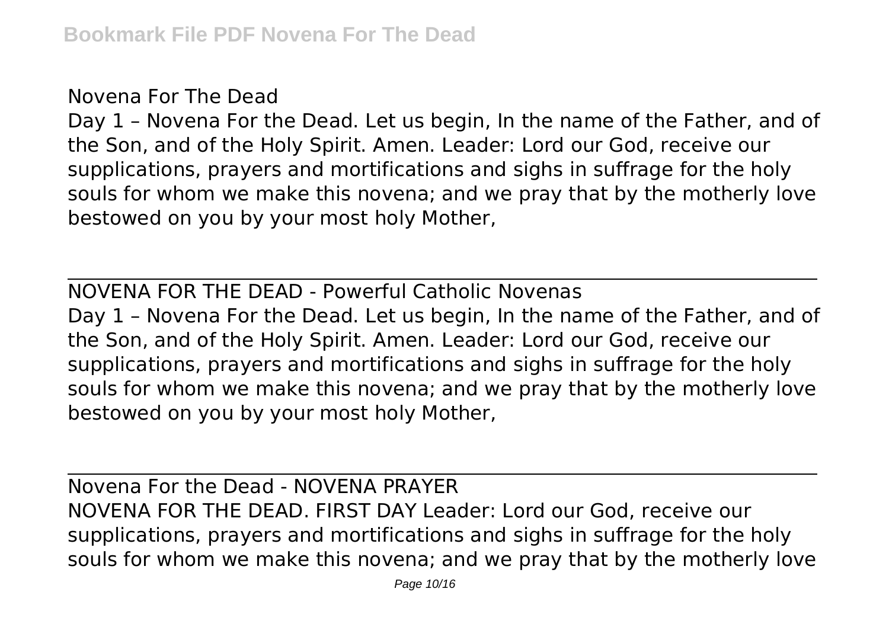Novena For The Dead

Day 1 – Novena For the Dead. Let us begin, In the name of the Father, and of the Son, and of the Holy Spirit. Amen. Leader: Lord our God, receive our supplications, prayers and mortifications and sighs in suffrage for the holy souls for whom we make this novena; and we pray that by the motherly love bestowed on you by your most holy Mother,

NOVENA FOR THE DEAD - Powerful Catholic Novenas

Day 1 – Novena For the Dead. Let us begin, In the name of the Father, and of the Son, and of the Holy Spirit. Amen. Leader: Lord our God, receive our supplications, prayers and mortifications and sighs in suffrage for the holy souls for whom we make this novena; and we pray that by the motherly love bestowed on you by your most holy Mother,

Novena For the Dead - NOVENA PRAYER

NOVENA FOR THE DEAD. FIRST DAY Leader: Lord our God, receive our supplications, prayers and mortifications and sighs in suffrage for the holy souls for whom we make this novena; and we pray that by the motherly love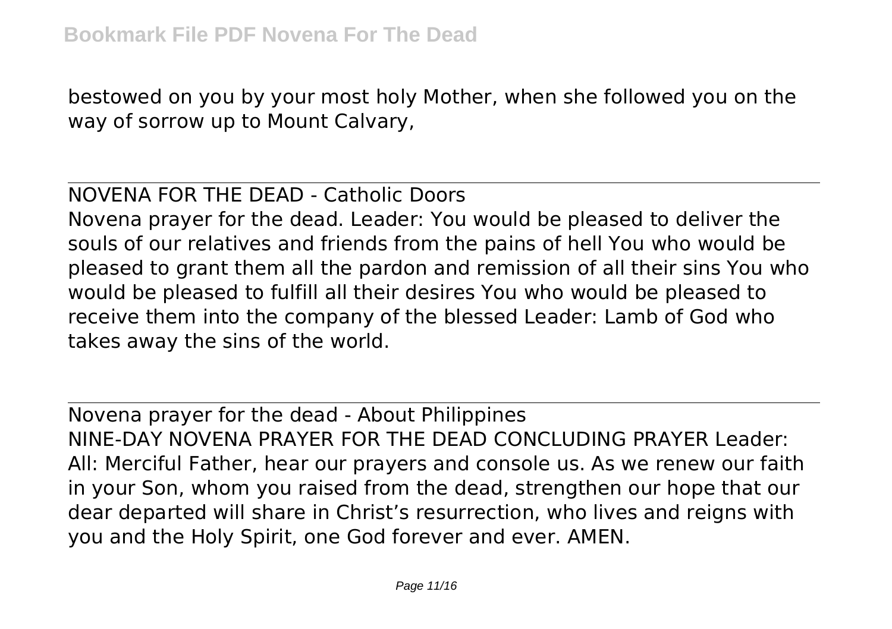bestowed on you by your most holy Mother, when she followed you on the way of sorrow up to Mount Calvary,

NOVENA FOR THE DEAD - Catholic Doors

Novena prayer for the dead. Leader: You would be pleased to deliver the souls of our relatives and friends from the pains of hell You who would be pleased to grant them all the pardon and remission of all their sins You who would be pleased to fulfill all their desires You who would be pleased to receive them into the company of the blessed Leader: Lamb of God who takes away the sins of the world.

Novena prayer for the dead - About Philippines

NINE-DAY NOVENA PRAYER FOR THE DEAD CONCLUDING PRAYER Leader: All: Merciful Father, hear our prayers and console us. As we renew our faith in your Son, whom you raised from the dead, strengthen our hope that our dear departed will share in Christ's resurrection, who lives and reigns with you and the Holy Spirit, one God forever and ever. AMEN.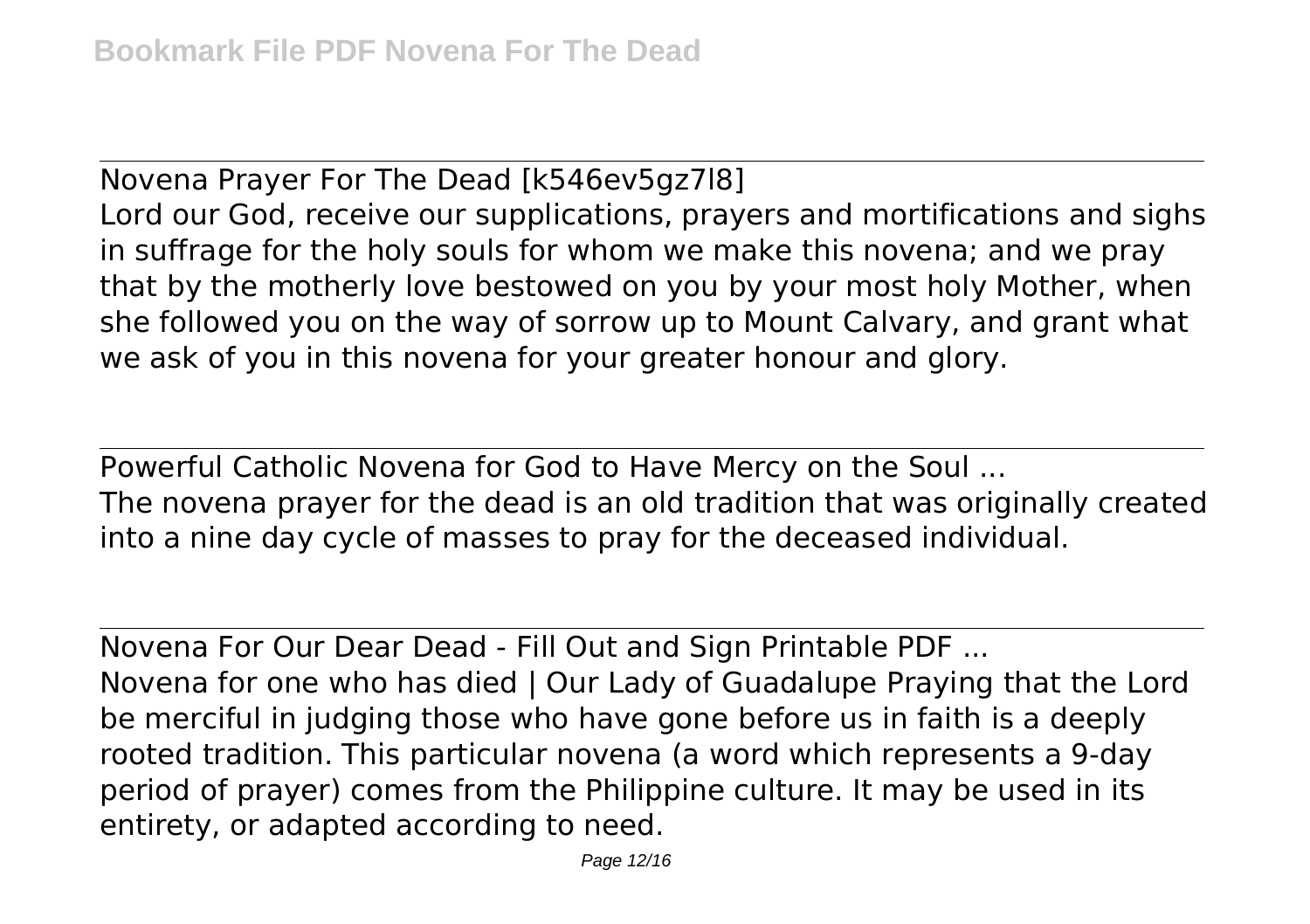Novena Prayer For The Dead [k546ev5gz7l8]
Lord our God, receive our supplications, prayers and mortifications and sighs in suffrage for the holy souls for whom we make this novena; and we pray that by the motherly love bestowed on you by your most holy Mother, when she followed you on the way of sorrow up to Mount Calvary, and grant what we ask of you in this novena for your greater honour and glory.

Powerful Catholic Novena for God to Have Mercy on the Soul ...
The novena prayer for the dead is an old tradition that was originally created into a nine day cycle of masses to pray for the deceased individual.

Novena For Our Dear Dead - Fill Out and Sign Printable PDF ...
Novena for one who has died | Our Lady of Guadalupe Praying that the Lord be merciful in judging those who have gone before us in faith is a deeply rooted tradition. This particular novena (a word which represents a 9-day period of prayer) comes from the Philippine culture. It may be used in its entirety, or adapted according to need.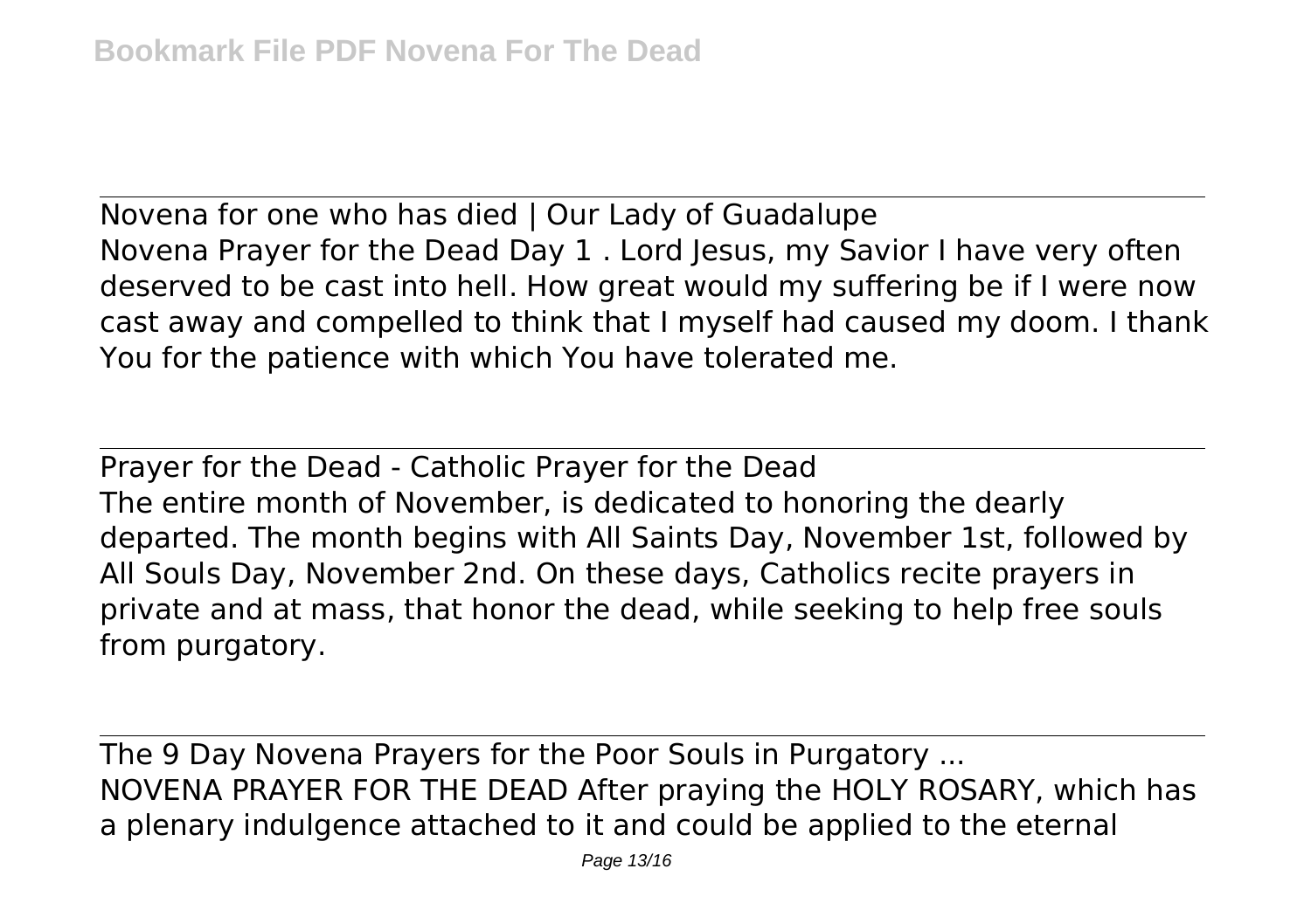## Novena for one who has died | Our Lady of Guadalupe

Novena Prayer for the Dead Day 1 . Lord Jesus, my Savior I have very often deserved to be cast into hell. How great would my suffering be if I were now cast away and compelled to think that I myself had caused my doom. I thank You for the patience with which You have tolerated me.

## Prayer for the Dead - Catholic Prayer for the Dead

The entire month of November, is dedicated to honoring the dearly departed. The month begins with All Saints Day, November 1st, followed by All Souls Day, November 2nd. On these days, Catholics recite prayers in private and at mass, that honor the dead, while seeking to help free souls from purgatory.

## The 9 Day Novena Prayers for the Poor Souls in Purgatory ...

NOVENA PRAYER FOR THE DEAD After praying the HOLY ROSARY, which has a plenary indulgence attached to it and could be applied to the eternal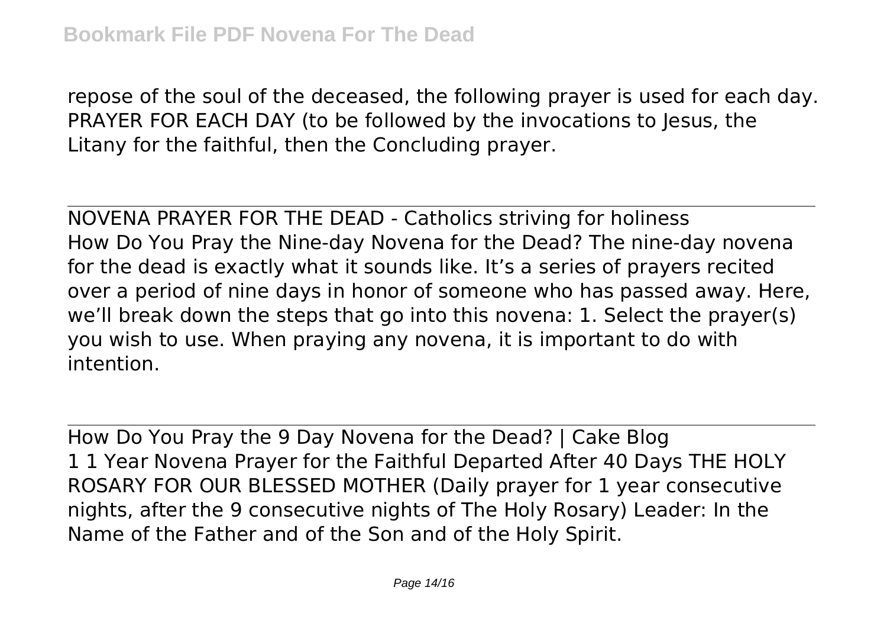repose of the soul of the deceased, the following prayer is used for each day. PRAYER FOR EACH DAY (to be followed by the invocations to Jesus, the Litany for the faithful, then the Concluding prayer.

NOVENA PRAYER FOR THE DEAD - Catholics striving for holiness

How Do You Pray the Nine-day Novena for the Dead? The nine-day novena for the dead is exactly what it sounds like. It's a series of prayers recited over a period of nine days in honor of someone who has passed away. Here, we'll break down the steps that go into this novena: 1. Select the prayer(s) you wish to use. When praying any novena, it is important to do with intention.

How Do You Pray the 9 Day Novena for the Dead? | Cake Blog

1 1 Year Novena Prayer for the Faithful Departed After 40 Days THE HOLY ROSARY FOR OUR BLESSED MOTHER (Daily prayer for 1 year consecutive nights, after the 9 consecutive nights of The Holy Rosary) Leader: In the Name of the Father and of the Son and of the Holy Spirit.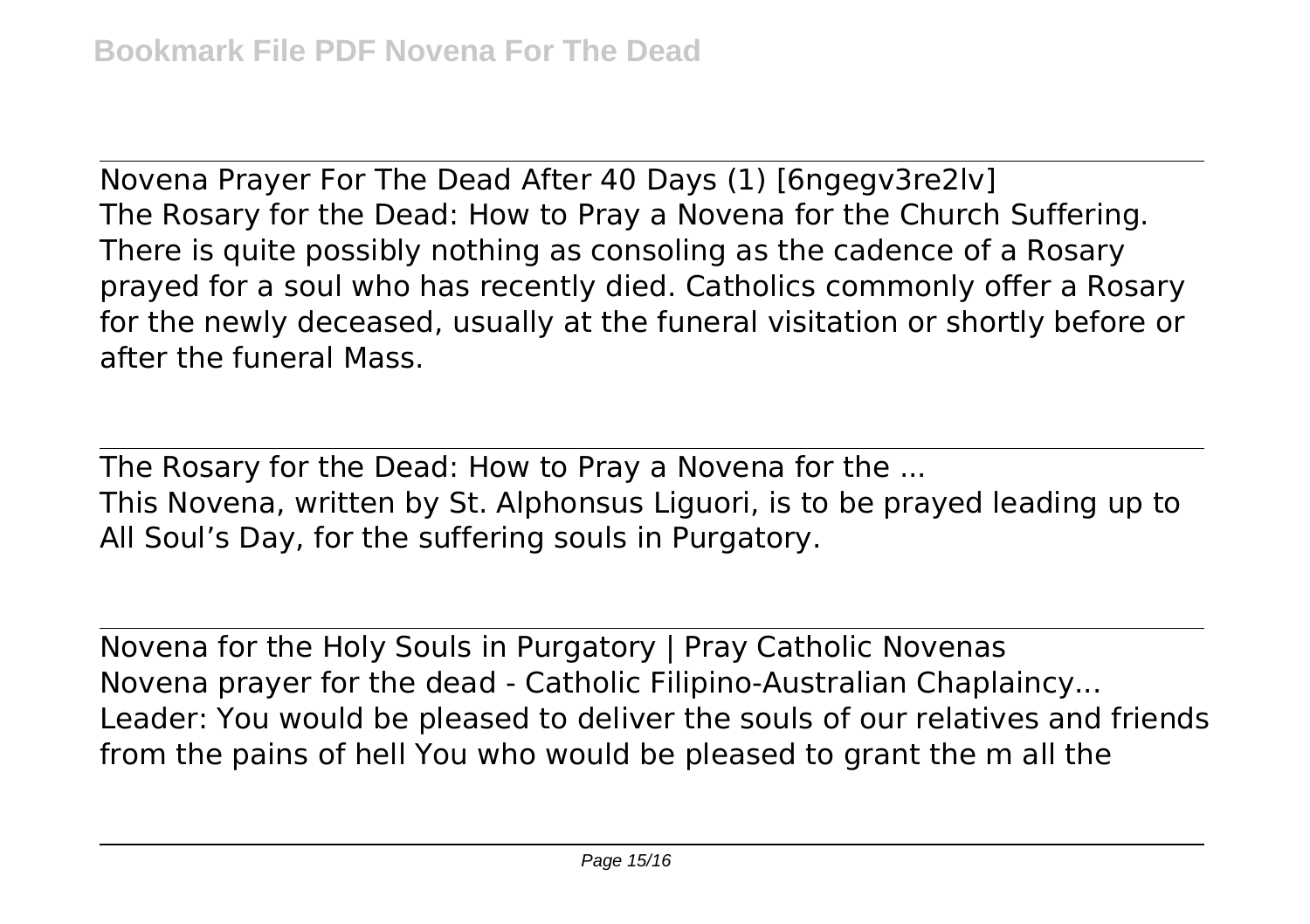Novena Prayer For The Dead After 40 Days (1) [6ngegv3re2lv]
The Rosary for the Dead: How to Pray a Novena for the Church Suffering. There is quite possibly nothing as consoling as the cadence of a Rosary prayed for a soul who has recently died. Catholics commonly offer a Rosary for the newly deceased, usually at the funeral visitation or shortly before or after the funeral Mass.

---

The Rosary for the Dead: How to Pray a Novena for the ...
This Novena, written by St. Alphonsus Liguori, is to be prayed leading up to All Soul's Day, for the suffering souls in Purgatory.

---

Novena for the Holy Souls in Purgatory | Pray Catholic Novenas
Novena prayer for the dead - Catholic Filipino-Australian Chaplaincy...
Leader: You would be pleased to deliver the souls of our relatives and friends from the pains of hell You who would be pleased to grant the m all the

---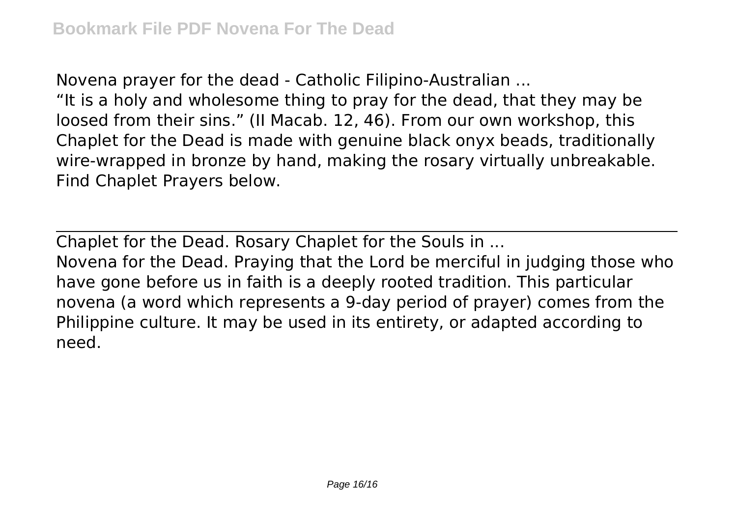Novena prayer for the dead - Catholic Filipino-Australian ...

"It is a holy and wholesome thing to pray for the dead, that they may be loosed from their sins." (II Macab. 12, 46). From our own workshop, this Chaplet for the Dead is made with genuine black onyx beads, traditionally wire-wrapped in bronze by hand, making the rosary virtually unbreakable. Find Chaplet Prayers below.

---

Chaplet for the Dead. Rosary Chaplet for the Souls in ...

Novena for the Dead. Praying that the Lord be merciful in judging those who have gone before us in faith is a deeply rooted tradition. This particular novena (a word which represents a 9-day period of prayer) comes from the Philippine culture. It may be used in its entirety, or adapted according to need.